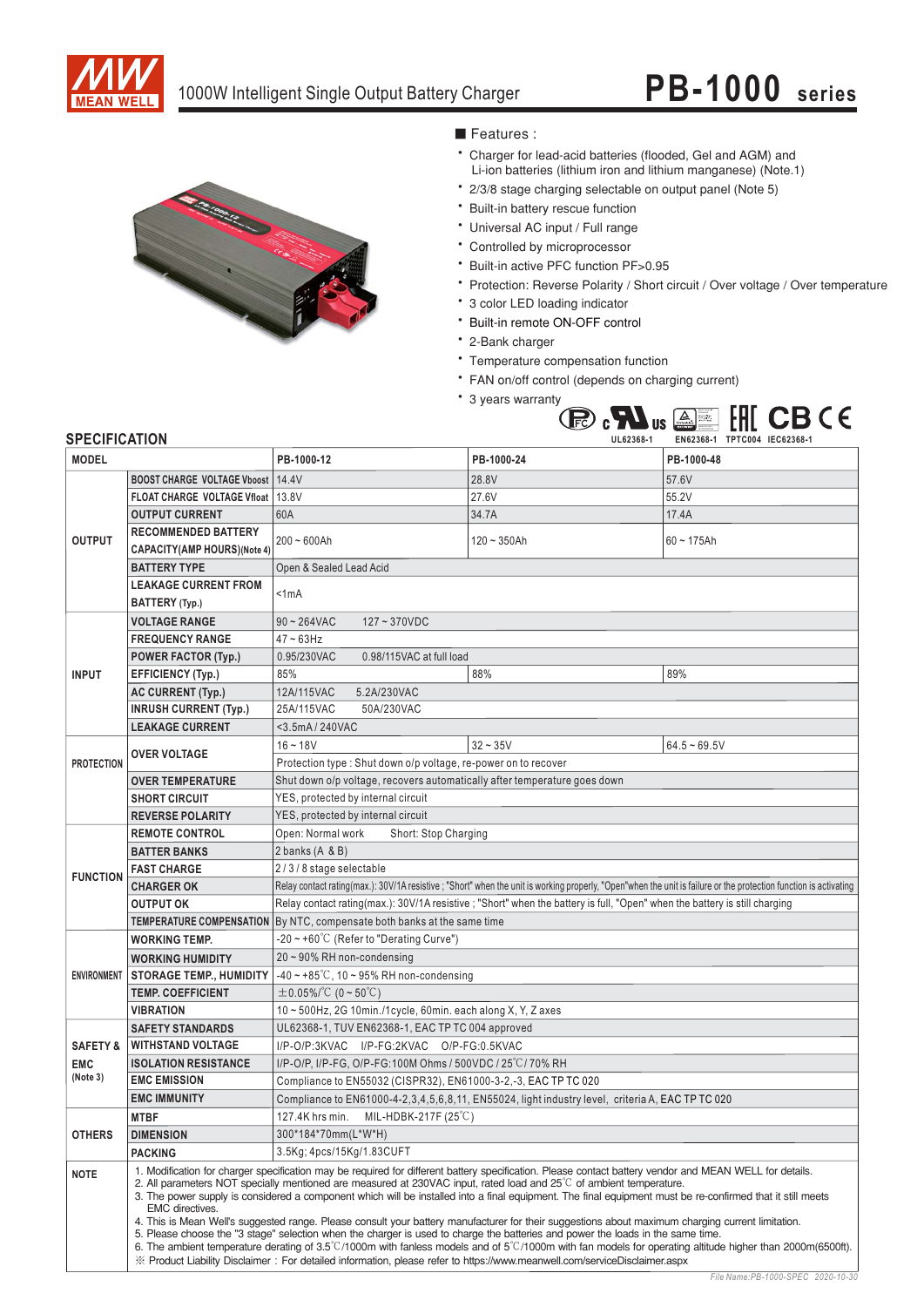# 1000W Intelligent Single Output Battery Charger

## PB-1000 series

■ Features :

- Charger for lead-acid batteries (flooded, Gel and AGM) and Li-ion batteries (lithium iron and lithium manganese) (Note.1)
- 2/3/8 stage charging selectable on output panel (Note 5)
- Built-in battery rescue function
- Universal AC input / Full range
- Controlled by microprocessor
- Built-in active PFC function PF>0.95
- Protection: Reverse Polarity / Short circuit / Over voltage / Over temperature
- 3 color LED loading indicator
- Built-in remote ON-OFF control
- 2-Bank charger
- Temperature compensation function
- FAN on/off control (depends on charging current)
- 3 years warranty

UL62368-1 EN62368-1 TPTC004 IEC62368-1

## SPECIFICATION

| MODEL | | PB-1000-12 | PB-1000-24 | PB-1000-48 |
|---|---|---|---|---|
| OUTPUT | BOOST CHARGE VOLTAGE Vboost | 14.4V | 28.8V | 57.6V |
| | FLOAT CHARGE VOLTAGE Vfloat | 13.8V | 27.6V | 55.2V |
| | OUTPUT CURRENT | 60A | 34.7A | 17.4A |
| | RECOMMENDED BATTERY CAPACITY(AMP HOURS)(Note 4) | 200 ~ 600Ah | 120 ~ 350Ah | 60 ~ 175Ah |
| | BATTERY TYPE | Open & Sealed Lead Acid | | |
| | LEAKAGE CURRENT FROM BATTERY (Typ.) | <1mA | | |
| INPUT | VOLTAGE RANGE | 90 ~ 264VAC 127 ~ 370VDC | | |
| | FREQUENCY RANGE | 47 ~ 63Hz | | |
| | POWER FACTOR (Typ.) | 0.95/230VAC 0.98/115VAC at full load | | |
| | EFFICIENCY (Typ.) | 85% | 88% | 89% |
| | AC CURRENT (Typ.) | 12A/115VAC 5.2A/230VAC | | |
| | INRUSH CURRENT (Typ.) | 25A/115VAC 50A/230VAC | | |
| | LEAKAGE CURRENT | <3.5mA / 240VAC | | |
| PROTECTION | OVER VOLTAGE | 16 ~ 18V | 32 ~ 35V | 64.5 ~ 69.5V |
| | | Protection type : Shut down o/p voltage, re-power on to recover | | |
| | OVER TEMPERATURE | Shut down o/p voltage, recovers automatically after temperature goes down | | |
| | SHORT CIRCUIT | YES, protected by internal circuit | | |
| | REVERSE POLARITY | YES, protected by internal circuit | | |
| FUNCTION | REMOTE CONTROL | Open: Normal work Short: Stop Charging | | |
| | BATTER BANKS | 2 banks (A & B) | | |
| | FAST CHARGE | 2 / 3 / 8 stage selectable | | |
| | CHARGER OK | Relay contact rating(max.): 30V/1A resistive ; "Short" when the unit is working properly, "Open"when the unit is failure or the protection function is activating | | |
| | OUTPUT OK | Relay contact rating(max.): 30V/1A resistive ; "Short" when the battery is full, "Open" when the battery is still charging | | |
| | TEMPERATURE COMPENSATION | By NTC, compensate both banks at the same time | | |
| ENVIRONMENT | WORKING TEMP. | -20 ~ +60℃ (Refer to "Derating Curve") | | |
| | WORKING HUMIDITY | 20 ~ 90% RH non-condensing | | |
| | STORAGE TEMP., HUMIDITY | -40 ~ +85℃, 10 ~ 95% RH non-condensing | | |
| | TEMP. COEFFICIENT | ±0.05%/℃ (0 ~ 50℃) | | |
| | VIBRATION | 10 ~ 500Hz, 2G 10min./1cycle, 60min. each along X, Y, Z axes | | |
| SAFETY & EMC (Note 3) | SAFETY STANDARDS | UL62368-1, TUV EN62368-1, EAC TP TC 004 approved | | |
| | WITHSTAND VOLTAGE | I/P-O/P:3KVAC I/P-FG:2KVAC O/P-FG:0.5KVAC | | |
| | ISOLATION RESISTANCE | I/P-O/P, I/P-FG, O/P-FG:100M Ohms / 500VDC / 25℃/ 70% RH | | |
| | EMC EMISSION | Compliance to EN55032 (CISPR32), EN61000-3-2,-3, EAC TP TC 020 | | |
| | EMC IMMUNITY | Compliance to EN61000-4-2,3,4,5,6,8,11, EN55024, light industry level, criteria A, EAC TP TC 020 | | |
| OTHERS | MTBF | 127.4K hrs min. MIL-HDBK-217F (25℃) | | |
| | DIMENSION | 300*184*70mm(L*W*H) | | |
| | PACKING | 3.5Kg; 4pcs/15Kg/1.83CUFT | | |

**NOTE**

1. Modification for charger specification may be required for different battery specification. Please contact battery vendor and MEAN WELL for details.
2. All parameters NOT specially mentioned are measured at 230VAC input, rated load and 25℃ of ambient temperature.
3. The power supply is considered a component which will be installed into a final equipment. The final equipment must be re-confirmed that it still meets EMC directives.
4. This is Mean Well's suggested range. Please consult your battery manufacturer for their suggestions about maximum charging current limitation.
5. Please choose the "3 stage" selection when the charger is used to charge the batteries and power the loads in the same time.
6. The ambient temperature derating of 3.5℃/1000m with fanless models and of 5℃/1000m with fan models for operating altitude higher than 2000m(6500ft).

※ Product Liability Disclaimer : For detailed information, please refer to https://www.meanwell.com/serviceDisclaimer.aspx

File Name:PB-1000-SPEC 2020-10-30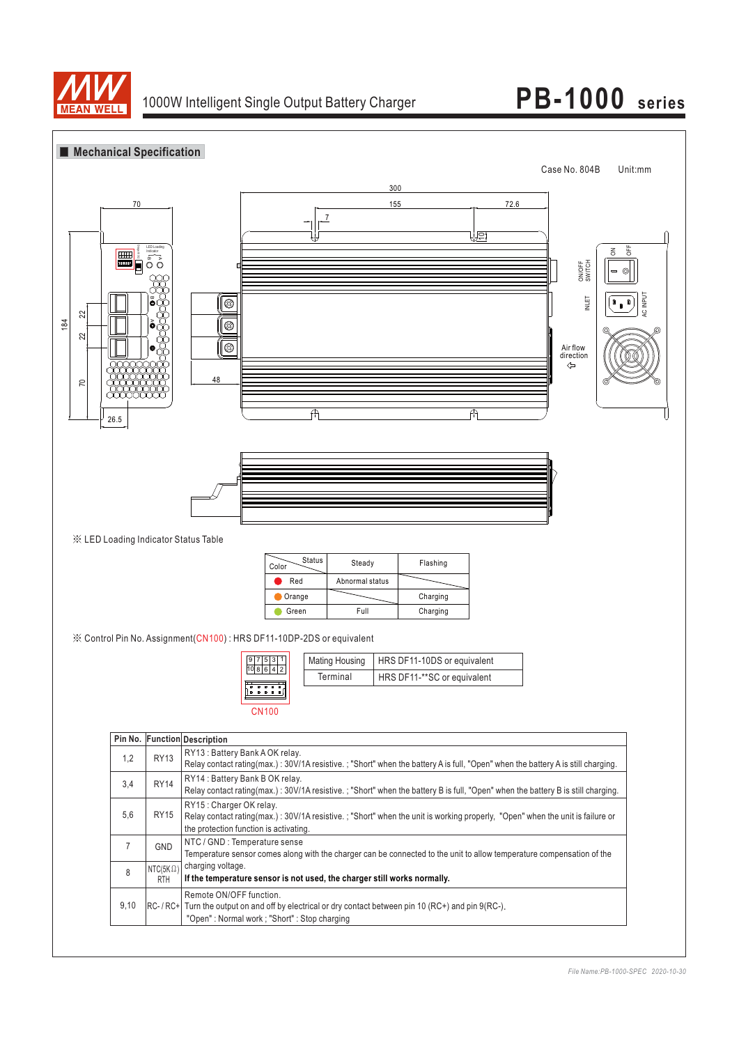## Mechanical Specification

Case No. 804B　　Unit:mm

※ LED Loading Indicator Status Table

| Color \ Status | Steady | Flashing |
|---|---|---|
| Red | Abnormal status | |
| Orange | | Charging |
| Green | Full | Charging |

※ Control Pin No. Assignment(CN100) : HRS DF11-10DP-2DS or equivalent

| Mating Housing | HRS DF11-10DS or equivalent |
|---|---|
| Terminal | HRS DF11-**SC or equivalent |

CN100

| Pin No. | Function | Description |
|---|---|---|
| 1,2 | RY13 | RY13 : Battery Bank A OK relay.<br>Relay contact rating(max.) : 30V/1A resistive. ; "Short" when the battery A is full, "Open" when the battery A is still charging. |
| 3,4 | RY14 | RY14 : Battery Bank B OK relay.<br>Relay contact rating(max.) : 30V/1A resistive. ; "Short" when the battery B is full, "Open" when the battery B is still charging. |
| 5,6 | RY15 | RY15 : Charger OK relay.<br>Relay contact rating(max.) : 30V/1A resistive. ; "Short" when the unit is working properly, "Open" when the unit is failure or the protection function is activating. |
| 7 | GND | NTC / GND : Temperature sense<br>Temperature sensor comes along with the charger can be connected to the unit to allow temperature compensation of the charging voltage.<br>**If the temperature sensor is not used, the charger still works normally.** |
| 8 | NTC(5KΩ) RTH | |
| 9,10 | RC- / RC+ | Remote ON/OFF function.<br>Turn the output on and off by electrical or dry contact between pin 10 (RC+) and pin 9(RC-).<br>"Open" : Normal work ; "Short" : Stop charging |

*File Name:PB-1000-SPEC 2020-10-30*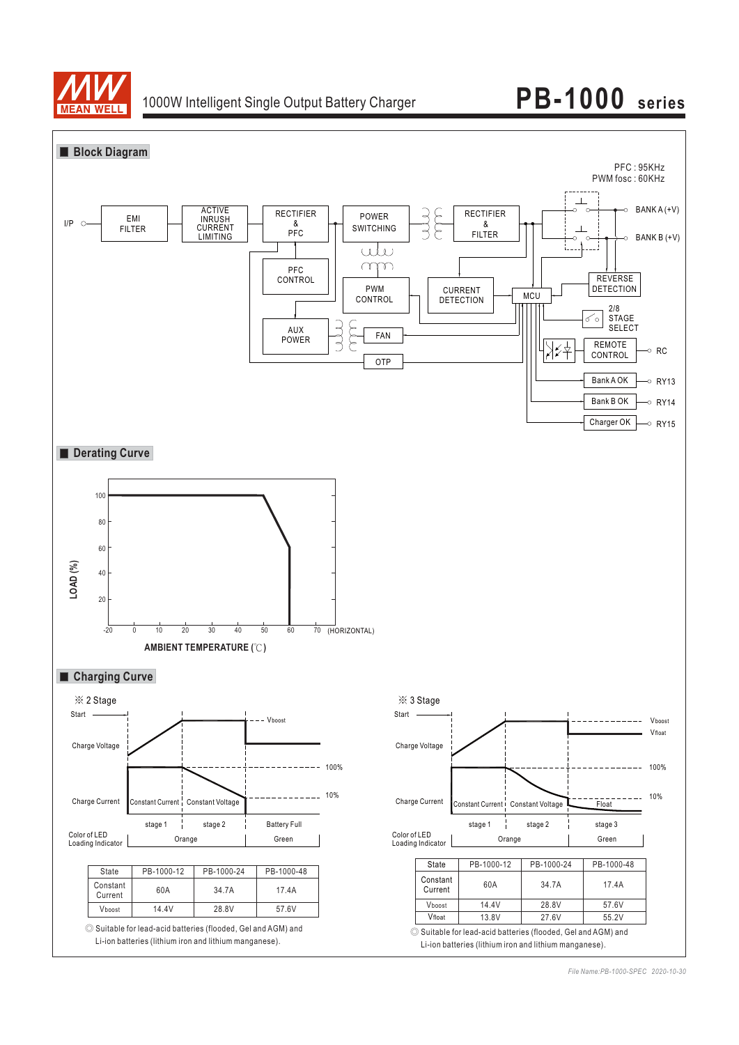## Block Diagram

PFC : 95KHz
PWM fosc : 60KHz

I/P → EMI FILTER → ACTIVE INRUSH CURRENT LIMITING → RECTIFIER & PFC → POWER SWITCHING → RECTIFIER & FILTER → BANK A (+V) / BANK B (+V)

PFC CONTROL, AUX POWER, PWM CONTROL, CURRENT DETECTION, MCU, FAN, OTP, REVERSE DETECTION, 2/8 STAGE SELECT, REMOTE CONTROL → RC, Bank A OK → RY13, Bank B OK → RY14, Charger OK → RY15

## Derating Curve

LOAD (%)

AMBIENT TEMPERATURE (℃)

-20, 0, 10, 20, 30, 40, 50, 60, 70 (HORIZONTAL)

## Charging Curve

※ 2 Stage

Start; Charge Voltage; Charge Current; Constant Current; Constant Voltage; Vboost; 100%; 10%; stage 1; stage 2; Battery Full

Color of LED Loading Indicator: Orange; Green

| State | PB-1000-12 | PB-1000-24 | PB-1000-48 |
|---|---|---|---|
| Constant Current | 60A | 34.7A | 17.4A |
| Vboost | 14.4V | 28.8V | 57.6V |

◎ Suitable for lead-acid batteries (flooded, Gel and AGM) and Li-ion batteries (lithium iron and lithium manganese).

※ 3 Stage

Start; Charge Voltage; Charge Current; Constant Current; Constant Voltage; Float; Vboost; Vfloat; 100%; 10%; stage 1; stage 2; stage 3

Color of LED Loading Indicator: Orange; Green

| State | PB-1000-12 | PB-1000-24 | PB-1000-48 |
|---|---|---|---|
| Constant Current | 60A | 34.7A | 17.4A |
| Vboost | 14.4V | 28.8V | 57.6V |
| Vfloat | 13.8V | 27.6V | 55.2V |

◎ Suitable for lead-acid batteries (flooded, Gel and AGM) and Li-ion batteries (lithium iron and lithium manganese).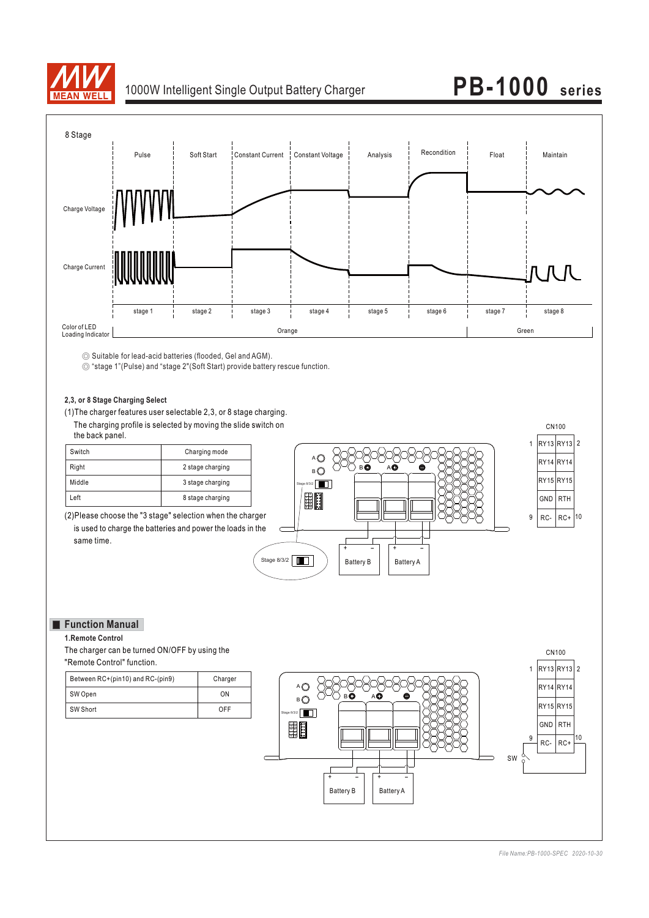8 Stage

| | stage 1 | stage 2 | stage 3 | stage 4 | stage 5 | stage 6 | stage 7 | stage 8 |
|---|---|---|---|---|---|---|---|---|
| | Pulse | Soft Start | Constant Current | Constant Voltage | Analysis | Recondition | Float | Maintain |
| Color of LED Loading Indicator | Orange | | | | | | Green | |

◎ Suitable for lead-acid batteries (flooded, Gel and AGM).
◎ "stage 1"(Pulse) and "stage 2"(Soft Start) provide battery rescue function.

**2,3, or 8 Stage Charging Select**

(1)The charger features user selectable 2,3, or 8 stage charging.
The charging profile is selected by moving the slide switch on the back panel.

| Switch | Charging mode |
|---|---|
| Right | 2 stage charging |
| Middle | 3 stage charging |
| Left | 8 stage charging |

(2)Please choose the "3 stage" selection when the charger is used to charge the batteries and power the loads in the same time.

CN100

| 1 | RY13 | RY13 | 2 |
|---|---|---|---|
| | RY14 | RY14 | |
| | RY15 | RY15 | |
| | GND | RTH | |
| 9 | RC- | RC+ | 10 |

## Function Manual

**1.Remote Control**

The charger can be turned ON/OFF by using the "Remote Control" function.

| Between RC+(pin10) and RC-(pin9) | Charger |
|---|---|
| SW Open | ON |
| SW Short | OFF |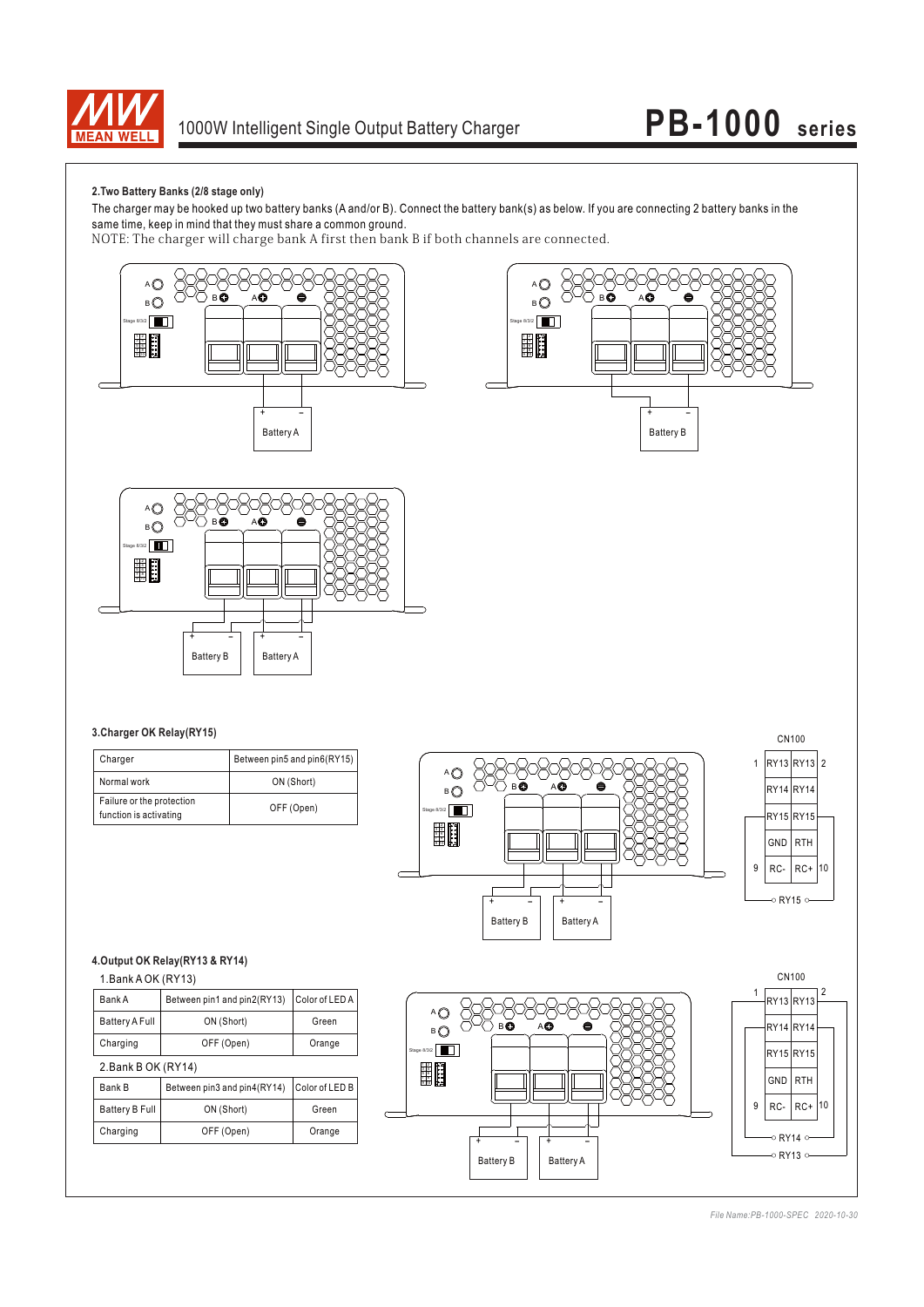### 2.Two Battery Banks (2/8 stage only)

The charger may be hooked up two battery banks (A and/or B). Connect the battery bank(s) as below. If you are connecting 2 battery banks in the same time, keep in mind that they must share a common ground.

NOTE: The charger will charge bank A first then bank B if both channels are connected.

### 3.Charger OK Relay(RY15)

| Charger | Between pin5 and pin6(RY15) |
|---|---|
| Normal work | ON (Short) |
| Failure or the protection function is activating | OFF (Open) |

### 4.Output OK Relay(RY13 & RY14)

1.Bank A OK (RY13)

| Bank A | Between pin1 and pin2(RY13) | Color of LED A |
|---|---|---|
| Battery A Full | ON (Short) | Green |
| Charging | OFF (Open) | Orange |

2.Bank B OK (RY14)

| Bank B | Between pin3 and pin4(RY14) | Color of LED B |
|---|---|---|
| Battery B Full | ON (Short) | Green |
| Charging | OFF (Open) | Orange |

*File Name:PB-1000-SPEC 2020-10-30*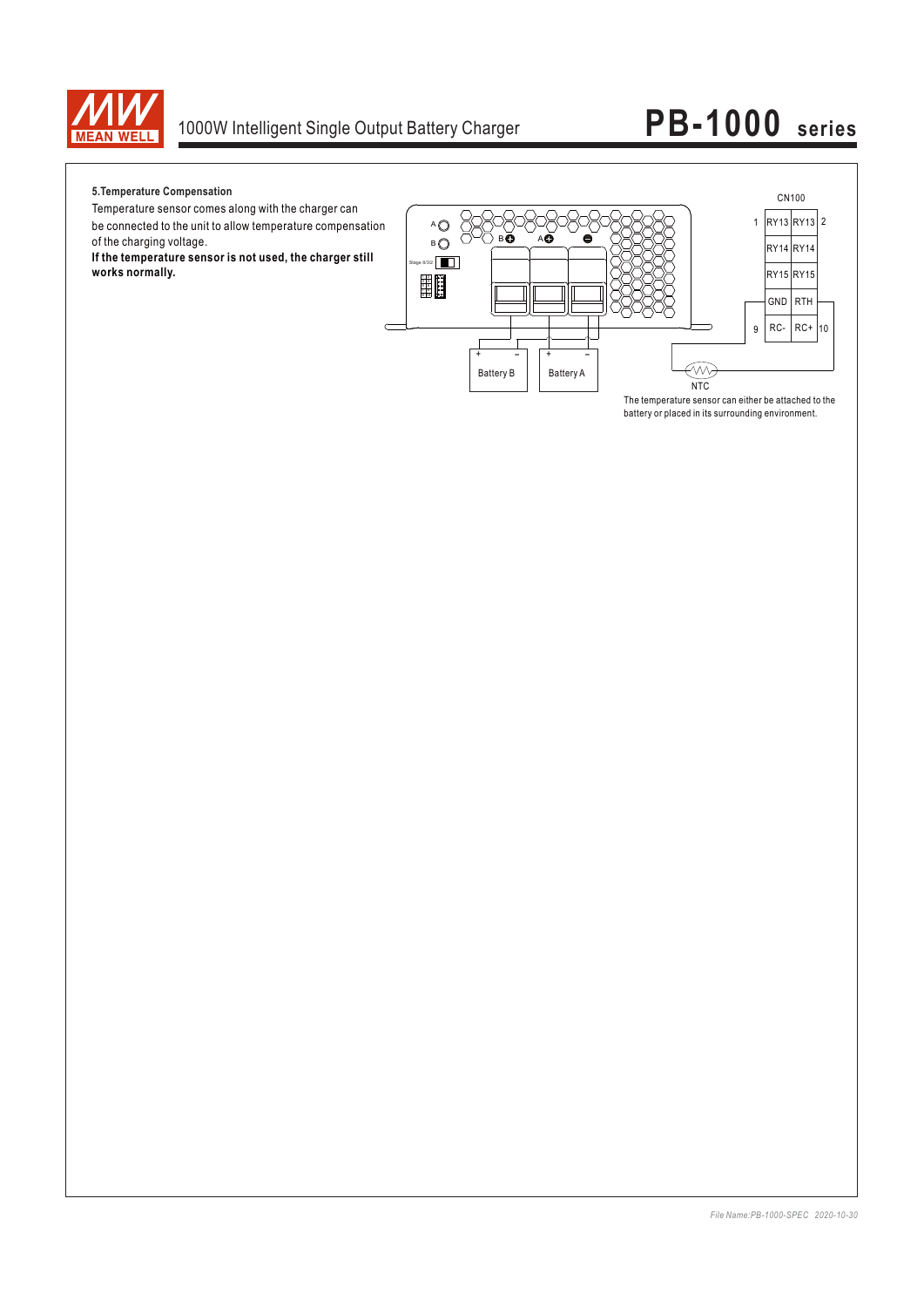### 5.Temperature Compensation

Temperature sensor comes along with the charger can be connected to the unit to allow temperature compensation of the charging voltage.

**If the temperature sensor is not used, the charger still works normally.**

CN100

| | | | |
|---|---|---|---|
| 1 | RY13 | RY13 | 2 |
| | RY14 | RY14 | |
| | RY15 | RY15 | |
| | GND | RTH | |
| 9 | RC- | RC+ | 10 |

A

B

Stage 8/3/2

B+

A+

−

\+ − Battery B

\+ − Battery A

NTC

The temperature sensor can either be attached to the battery or placed in its surrounding environment.